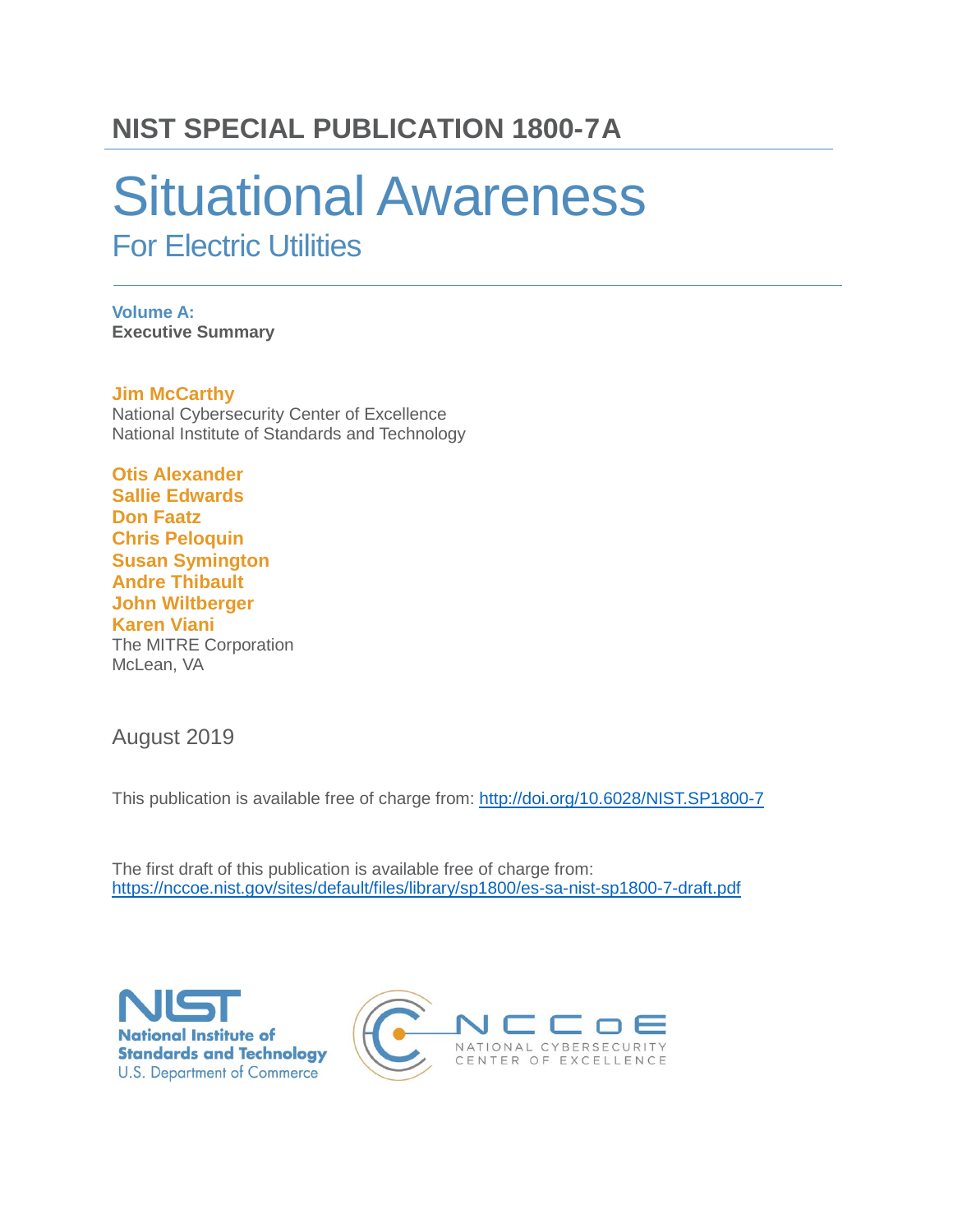## NIST SPECIAL PUBLICATION 1800-7A

# Situational Awareness

## For Electric Utilities

**Volume A:**
**Executive Summary**

**Jim McCarthy**
National Cybersecurity Center of Excellence
National Institute of Standards and Technology

**Otis Alexander**
**Sallie Edwards**
**Don Faatz**
**Chris Peloquin**
**Susan Symington**
**Andre Thibault**
**John Wiltberger**
**Karen Viani**
The MITRE Corporation
McLean, VA

August 2019

This publication is available free of charge from: http://doi.org/10.6028/NIST.SP1800-7

The first draft of this publication is available free of charge from:
https://nccoe.nist.gov/sites/default/files/library/sp1800/es-sa-nist-sp1800-7-draft.pdf

NIST
National Institute of Standards and Technology
U.S. Department of Commerce

NCCoE
NATIONAL CYBERSECURITY CENTER OF EXCELLENCE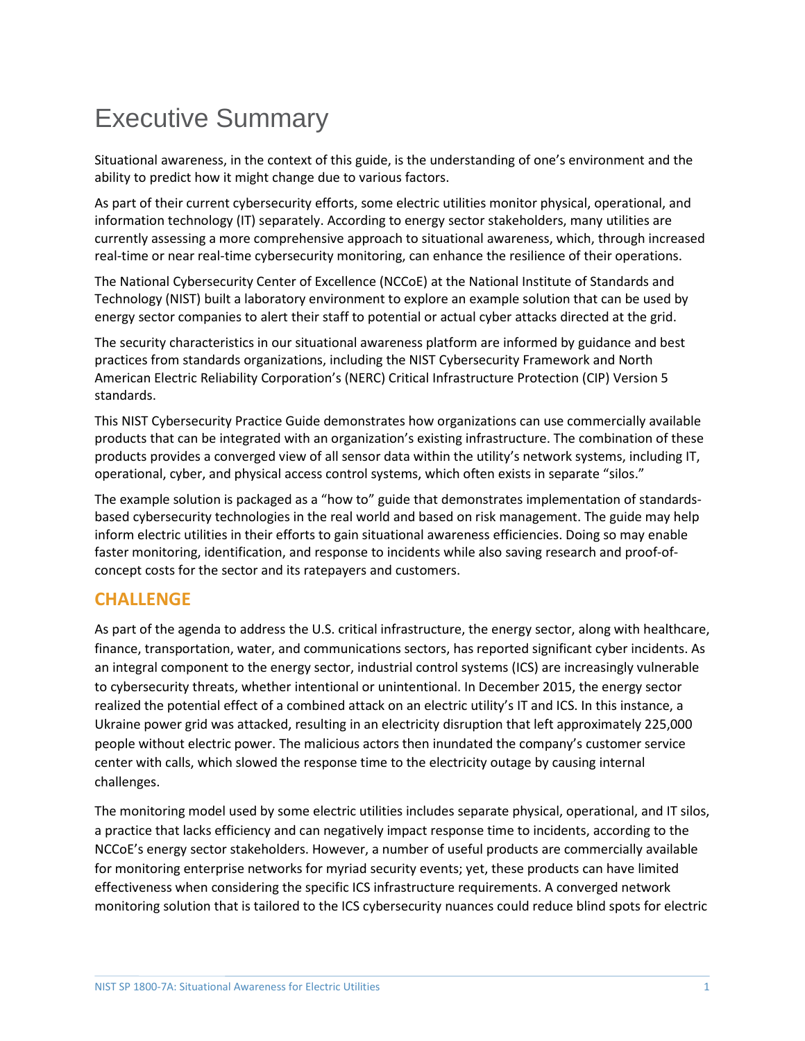# Executive Summary

Situational awareness, in the context of this guide, is the understanding of one's environment and the ability to predict how it might change due to various factors.

As part of their current cybersecurity efforts, some electric utilities monitor physical, operational, and information technology (IT) separately. According to energy sector stakeholders, many utilities are currently assessing a more comprehensive approach to situational awareness, which, through increased real-time or near real-time cybersecurity monitoring, can enhance the resilience of their operations.

The National Cybersecurity Center of Excellence (NCCoE) at the National Institute of Standards and Technology (NIST) built a laboratory environment to explore an example solution that can be used by energy sector companies to alert their staff to potential or actual cyber attacks directed at the grid.

The security characteristics in our situational awareness platform are informed by guidance and best practices from standards organizations, including the NIST Cybersecurity Framework and North American Electric Reliability Corporation's (NERC) Critical Infrastructure Protection (CIP) Version 5 standards.

This NIST Cybersecurity Practice Guide demonstrates how organizations can use commercially available products that can be integrated with an organization's existing infrastructure. The combination of these products provides a converged view of all sensor data within the utility's network systems, including IT, operational, cyber, and physical access control systems, which often exists in separate "silos."

The example solution is packaged as a "how to" guide that demonstrates implementation of standards-based cybersecurity technologies in the real world and based on risk management. The guide may help inform electric utilities in their efforts to gain situational awareness efficiencies. Doing so may enable faster monitoring, identification, and response to incidents while also saving research and proof-of-concept costs for the sector and its ratepayers and customers.

## CHALLENGE

As part of the agenda to address the U.S. critical infrastructure, the energy sector, along with healthcare, finance, transportation, water, and communications sectors, has reported significant cyber incidents. As an integral component to the energy sector, industrial control systems (ICS) are increasingly vulnerable to cybersecurity threats, whether intentional or unintentional. In December 2015, the energy sector realized the potential effect of a combined attack on an electric utility's IT and ICS. In this instance, a Ukraine power grid was attacked, resulting in an electricity disruption that left approximately 225,000 people without electric power. The malicious actors then inundated the company's customer service center with calls, which slowed the response time to the electricity outage by causing internal challenges.

The monitoring model used by some electric utilities includes separate physical, operational, and IT silos, a practice that lacks efficiency and can negatively impact response time to incidents, according to the NCCoE's energy sector stakeholders. However, a number of useful products are commercially available for monitoring enterprise networks for myriad security events; yet, these products can have limited effectiveness when considering the specific ICS infrastructure requirements. A converged network monitoring solution that is tailored to the ICS cybersecurity nuances could reduce blind spots for electric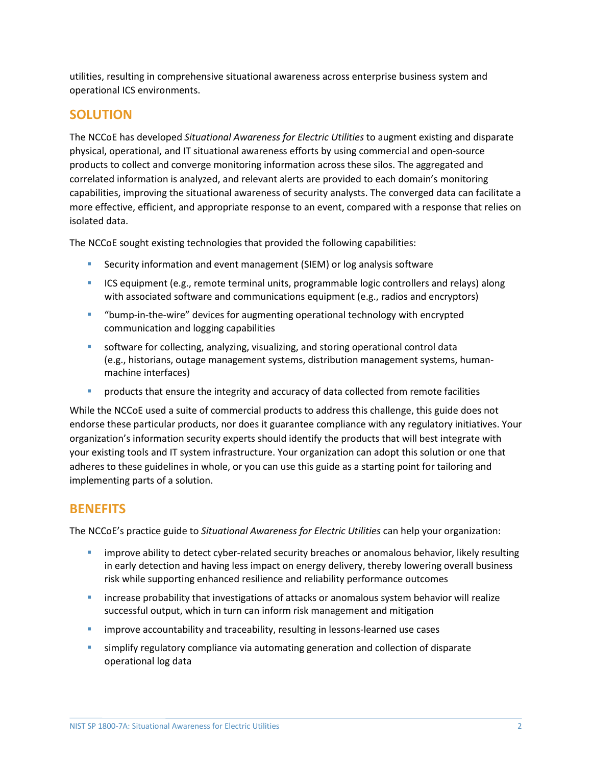utilities, resulting in comprehensive situational awareness across enterprise business system and operational ICS environments.

## SOLUTION

The NCCoE has developed *Situational Awareness for Electric Utilities* to augment existing and disparate physical, operational, and IT situational awareness efforts by using commercial and open-source products to collect and converge monitoring information across these silos. The aggregated and correlated information is analyzed, and relevant alerts are provided to each domain's monitoring capabilities, improving the situational awareness of security analysts. The converged data can facilitate a more effective, efficient, and appropriate response to an event, compared with a response that relies on isolated data.

The NCCoE sought existing technologies that provided the following capabilities:

- Security information and event management (SIEM) or log analysis software
- ICS equipment (e.g., remote terminal units, programmable logic controllers and relays) along with associated software and communications equipment (e.g., radios and encryptors)
- "bump-in-the-wire" devices for augmenting operational technology with encrypted communication and logging capabilities
- software for collecting, analyzing, visualizing, and storing operational control data (e.g., historians, outage management systems, distribution management systems, human-machine interfaces)
- products that ensure the integrity and accuracy of data collected from remote facilities

While the NCCoE used a suite of commercial products to address this challenge, this guide does not endorse these particular products, nor does it guarantee compliance with any regulatory initiatives. Your organization's information security experts should identify the products that will best integrate with your existing tools and IT system infrastructure. Your organization can adopt this solution or one that adheres to these guidelines in whole, or you can use this guide as a starting point for tailoring and implementing parts of a solution.

## BENEFITS

The NCCoE's practice guide to *Situational Awareness for Electric Utilities* can help your organization:

- improve ability to detect cyber-related security breaches or anomalous behavior, likely resulting in early detection and having less impact on energy delivery, thereby lowering overall business risk while supporting enhanced resilience and reliability performance outcomes
- increase probability that investigations of attacks or anomalous system behavior will realize successful output, which in turn can inform risk management and mitigation
- improve accountability and traceability, resulting in lessons-learned use cases
- simplify regulatory compliance via automating generation and collection of disparate operational log data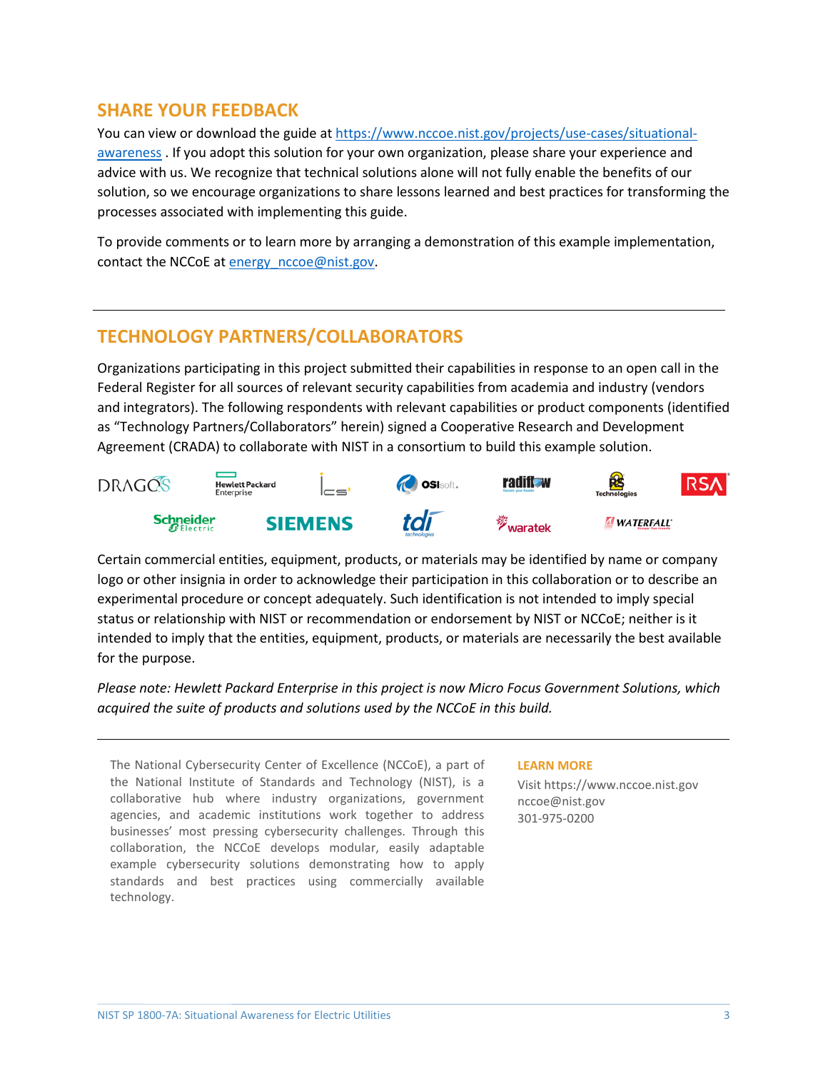## SHARE YOUR FEEDBACK

You can view or download the guide at https://www.nccoe.nist.gov/projects/use-cases/situational-awareness . If you adopt this solution for your own organization, please share your experience and advice with us. We recognize that technical solutions alone will not fully enable the benefits of our solution, so we encourage organizations to share lessons learned and best practices for transforming the processes associated with implementing this guide.

To provide comments or to learn more by arranging a demonstration of this example implementation, contact the NCCoE at energy_nccoe@nist.gov.

## TECHNOLOGY PARTNERS/COLLABORATORS

Organizations participating in this project submitted their capabilities in response to an open call in the Federal Register for all sources of relevant security capabilities from academia and industry (vendors and integrators). The following respondents with relevant capabilities or product components (identified as "Technology Partners/Collaborators" herein) signed a Cooperative Research and Development Agreement (CRADA) to collaborate with NIST in a consortium to build this example solution.

DRAGOS
Hewlett Packard Enterprise
ICS
OSIsoft.
radiflow
RS Technologies
RSA
Schneider Electric
SIEMENS
tdi technologies
waratek
WATERFALL

Certain commercial entities, equipment, products, or materials may be identified by name or company logo or other insignia in order to acknowledge their participation in this collaboration or to describe an experimental procedure or concept adequately. Such identification is not intended to imply special status or relationship with NIST or recommendation or endorsement by NIST or NCCoE; neither is it intended to imply that the entities, equipment, products, or materials are necessarily the best available for the purpose.

*Please note: Hewlett Packard Enterprise in this project is now Micro Focus Government Solutions, which acquired the suite of products and solutions used by the NCCoE in this build.*

The National Cybersecurity Center of Excellence (NCCoE), a part of the National Institute of Standards and Technology (NIST), is a collaborative hub where industry organizations, government agencies, and academic institutions work together to address businesses' most pressing cybersecurity challenges. Through this collaboration, the NCCoE develops modular, easily adaptable example cybersecurity solutions demonstrating how to apply standards and best practices using commercially available technology.

**LEARN MORE**

Visit https://www.nccoe.nist.gov
nccoe@nist.gov
301-975-0200